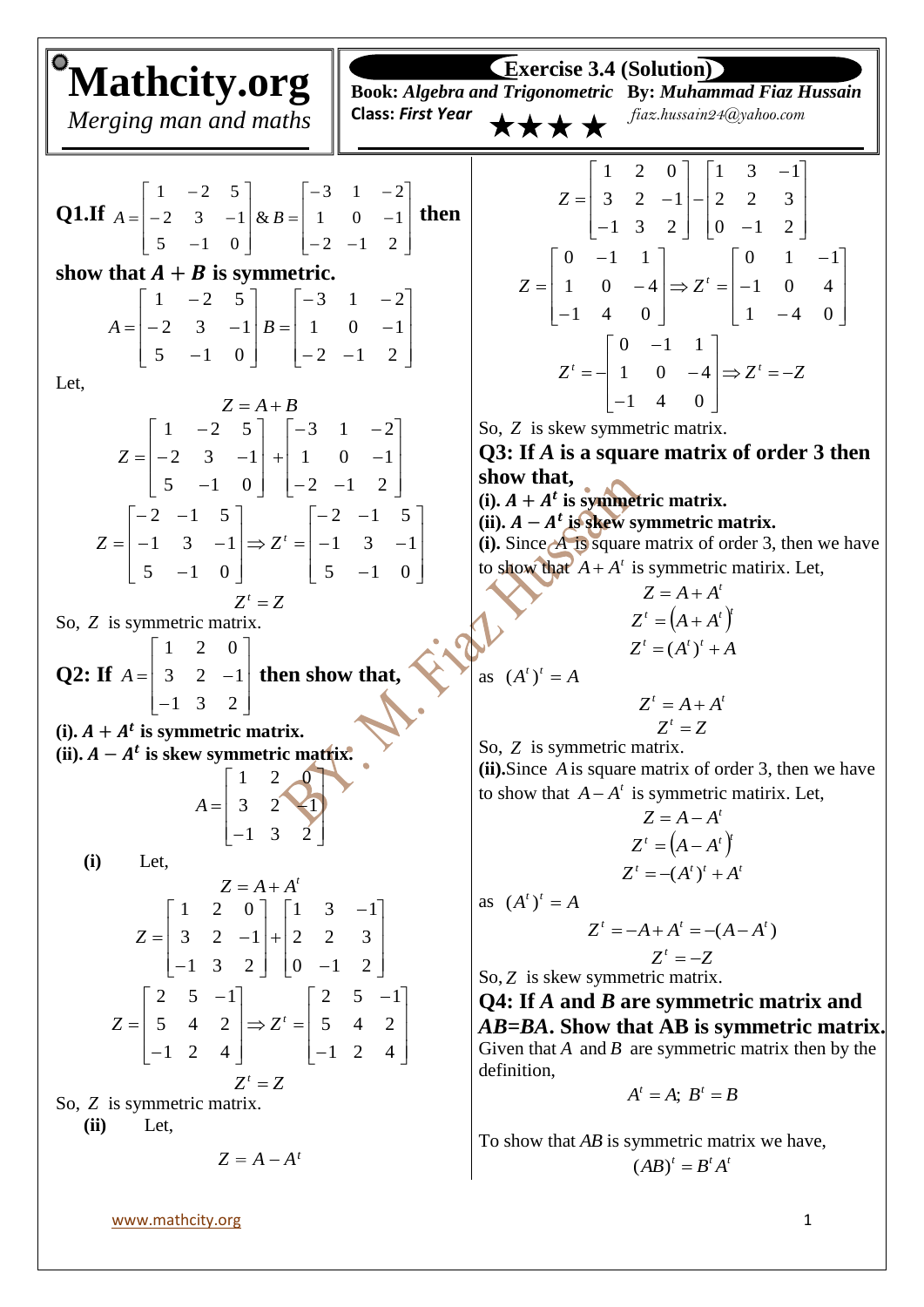# Mathcity.org

*Merging man and maths*

## Exercise 3.4 (Solution)

**Book:** *Algebra and Trigonometric* **By:** *Muhammad Fiaz Hussain*

**Class:** *First Year* *fiaz.hussain24@yahoo.com*

**Q1.If** $A=\begin{bmatrix}1 & -2 & 5\\ -2 & 3 & -1\\ 5 & -1 & 0\end{bmatrix}$ & $B=\begin{bmatrix}-3 & 1 & -2\\ 1 & 0 & -1\\ -2 & -1 & 2\end{bmatrix}$ **then show that $A+B$ is symmetric.**

$$A=\begin{bmatrix}1 & -2 & 5\\ -2 & 3 & -1\\ 5 & -1 & 0\end{bmatrix} \quad B=\begin{bmatrix}-3 & 1 & -2\\ 1 & 0 & -1\\ -2 & -1 & 2\end{bmatrix}$$

Let,

$$Z=A+B$$

$$Z=\begin{bmatrix}1 & -2 & 5\\ -2 & 3 & -1\\ 5 & -1 & 0\end{bmatrix}+\begin{bmatrix}-3 & 1 & -2\\ 1 & 0 & -1\\ -2 & -1 & 2\end{bmatrix}$$

$$Z=\begin{bmatrix}-2 & -1 & 5\\ -1 & 3 & -1\\ 5 & -1 & 0\end{bmatrix}\Rightarrow Z^t=\begin{bmatrix}-2 & -1 & 5\\ -1 & 3 & -1\\ 5 & -1 & 0\end{bmatrix}$$

$$Z^t=Z$$

So, $Z$ is symmetric matrix.

**Q2: If** $A=\begin{bmatrix}1 & 2 & 0\\ 3 & 2 & -1\\ -1 & 3 & 2\end{bmatrix}$ **then show that,**

**(i). $A+A^t$ is symmetric matrix.**
**(ii). $A-A^t$ is skew symmetric matrix.**

$$A=\begin{bmatrix}1 & 2 & 0\\ 3 & 2 & -1\\ -1 & 3 & 2\end{bmatrix}$$

**(i)** Let,

$$Z=A+A^t$$

$$Z=\begin{bmatrix}1 & 2 & 0\\ 3 & 2 & -1\\ -1 & 3 & 2\end{bmatrix}+\begin{bmatrix}1 & 3 & -1\\ 2 & 2 & 3\\ 0 & -1 & 2\end{bmatrix}$$

$$Z=\begin{bmatrix}2 & 5 & -1\\ 5 & 4 & 2\\ -1 & 2 & 4\end{bmatrix}\Rightarrow Z^t=\begin{bmatrix}2 & 5 & -1\\ 5 & 4 & 2\\ -1 & 2 & 4\end{bmatrix}$$

$$Z^t=Z$$

So, $Z$ is symmetric matrix.

**(ii)** Let,

$$Z=A-A^t$$

$$Z=\begin{bmatrix}1 & 2 & 0\\ 3 & 2 & -1\\ -1 & 3 & 2\end{bmatrix}-\begin{bmatrix}1 & 3 & -1\\ 2 & 2 & 3\\ 0 & -1 & 2\end{bmatrix}$$

$$Z=\begin{bmatrix}0 & -1 & 1\\ 1 & 0 & -4\\ -1 & 4 & 0\end{bmatrix}\Rightarrow Z^t=\begin{bmatrix}0 & 1 & -1\\ -1 & 0 & 4\\ 1 & -4 & 0\end{bmatrix}$$

$$Z^t=-\begin{bmatrix}0 & -1 & 1\\ 1 & 0 & -4\\ -1 & 4 & 0\end{bmatrix}\Rightarrow Z^t=-Z$$

So, $Z$ is skew symmetric matrix.

**Q3: If $A$ is a square matrix of order 3 then show that,**

**(i). $A+A^t$ is symmetric matrix.**
**(ii). $A-A^t$ is skew symmetric matrix.**

**(i).** Since $A$ is square matrix of order 3, then we have to show that $A+A^t$ is symmetric matirix. Let,

$$Z=A+A^t$$

$$Z^t=\left(A+A^t\right)^t$$

$$Z^t=(A^t)^t+A$$

as $(A^t)^t=A$

$$Z^t=A+A^t$$

$$Z^t=Z$$

So, $Z$ is symmetric matrix.

**(ii).** Since $A$ is square matrix of order 3, then we have to show that $A-A^t$ is symmetric matirix. Let,

$$Z=A-A^t$$

$$Z^t=\left(A-A^t\right)^t$$

$$Z^t=-(A^t)^t+A^t$$

as $(A^t)^t=A$

$$Z^t=-A+A^t=-(A-A^t)$$

$$Z^t=-Z$$

So, $Z$ is skew symmetric matrix.

**Q4: If $A$ and $B$ are symmetric matrix and $AB=BA$. Show that AB is symmetric matrix.**

Given that $A$ and $B$ are symmetric matrix then by the definition,

$$A^t=A;\ B^t=B$$

To show that $AB$ is symmetric matrix we have,

$$(AB)^t=B^tA^t$$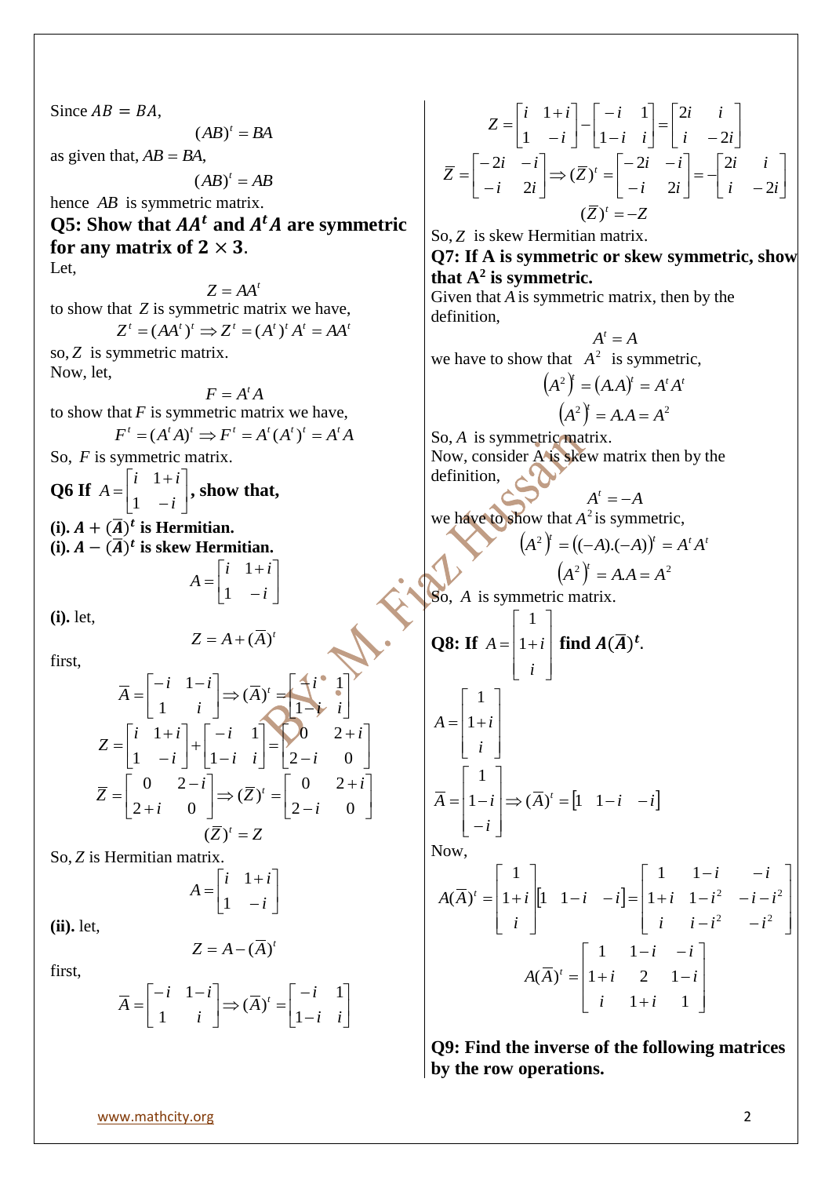Since $AB = BA$,

$$(AB)^t = BA$$

as given that, $AB = BA$,

$$(AB)^t = AB$$

hence $AB$ is symmetric matrix.

**Q5: Show that $AA^t$ and $A^tA$ are symmetric for any matrix of $2 \times 3$.**

Let,

$$Z = AA^t$$

to show that $Z$ is symmetric matrix we have,

$$Z^t = (AA^t)^t \Rightarrow Z^t = (A^t)^t A^t = AA^t$$

so, $Z$ is symmetric matrix.

Now, let,

$$F = A^tA$$

to show that $F$ is symmetric matrix we have,

$$F^t = (A^tA)^t \Rightarrow F^t = A^t(A^t)^t = A^tA$$

So, $F$ is symmetric matrix.

**Q6 If $A = \begin{bmatrix} i & 1+i \\ 1 & -i \end{bmatrix}$, show that,**

**(i). $A + (\bar{A})^t$ is Hermitian.**

**(i). $A - (\bar{A})^t$ is skew Hermitian.**

$$A = \begin{bmatrix} i & 1+i \\ 1 & -i \end{bmatrix}$$

**(i).** let,

$$Z = A + (\bar{A})^t$$

first,

$$\bar{A} = \begin{bmatrix} -i & 1-i \\ 1 & i \end{bmatrix} \Rightarrow (\bar{A})^t = \begin{bmatrix} -i & 1 \\ 1-i & i \end{bmatrix}$$

$$Z = \begin{bmatrix} i & 1+i \\ 1 & -i \end{bmatrix} + \begin{bmatrix} -i & 1 \\ 1-i & i \end{bmatrix} = \begin{bmatrix} 0 & 2+i \\ 2-i & 0 \end{bmatrix}$$

$$\bar{Z} = \begin{bmatrix} 0 & 2-i \\ 2+i & 0 \end{bmatrix} \Rightarrow (\bar{Z})^t = \begin{bmatrix} 0 & 2+i \\ 2-i & 0 \end{bmatrix}$$

$$(\bar{Z})^t = Z$$

So, $Z$ is Hermitian matrix.

$$A = \begin{bmatrix} i & 1+i \\ 1 & -i \end{bmatrix}$$

**(ii).** let,

$$Z = A - (\bar{A})^t$$

first,

$$\bar{A} = \begin{bmatrix} -i & 1-i \\ 1 & i \end{bmatrix} \Rightarrow (\bar{A})^t = \begin{bmatrix} -i & 1 \\ 1-i & i \end{bmatrix}$$

$$Z = \begin{bmatrix} i & 1+i \\ 1 & -i \end{bmatrix} - \begin{bmatrix} -i & 1 \\ 1-i & i \end{bmatrix} = \begin{bmatrix} 2i & i \\ i & -2i \end{bmatrix}$$

$$\bar{Z} = \begin{bmatrix} -2i & -i \\ -i & 2i \end{bmatrix} \Rightarrow (\bar{Z})^t = \begin{bmatrix} -2i & -i \\ -i & 2i \end{bmatrix} = -\begin{bmatrix} 2i & i \\ i & -2i \end{bmatrix}$$

$$(\bar{Z})^t = -Z$$

So, $Z$ is skew Hermitian matrix.

**Q7: If A is symmetric or skew symmetric, show that $A^2$ is symmetric.**

Given that $A$ is symmetric matrix, then by the definition,

$$A^t = A$$

we have to show that $A^2$ is symmetric,

$$\left(A^2\right)^t = \left(A.A\right)^t = A^tA^t$$

$$\left(A^2\right)^t = A.A = A^2$$

So, $A$ is symmetric matrix.

Now, consider A is skew matrix then by the definition,

$$A^t = -A$$

we have to show that $A^2$ is symmetric,

$$\left(A^2\right)^t = \left((-A).(-A)\right)^t = A^tA^t$$

$$\left(A^2\right)^t = A.A = A^2$$

So, $A$ is symmetric matrix.

**Q8: If $A = \begin{bmatrix} 1 \\ 1+i \\ i \end{bmatrix}$ find $A(\bar{A})^t$.**

$$A = \begin{bmatrix} 1 \\ 1+i \\ i \end{bmatrix}$$

$$\bar{A} = \begin{bmatrix} 1 \\ 1-i \\ -i \end{bmatrix} \Rightarrow (\bar{A})^t = \begin{bmatrix} 1 & 1-i & -i \end{bmatrix}$$

Now,

$$A(\bar{A})^t = \begin{bmatrix} 1 \\ 1+i \\ i \end{bmatrix} \begin{bmatrix} 1 & 1-i & -i \end{bmatrix} = \begin{bmatrix} 1 & 1-i & -i \\ 1+i & 1-i^2 & -i-i^2 \\ i & i-i^2 & -i^2 \end{bmatrix}$$

$$A(\bar{A})^t = \begin{bmatrix} 1 & 1-i & -i \\ 1+i & 2 & 1-i \\ i & 1+i & 1 \end{bmatrix}$$

**Q9: Find the inverse of the following matrices by the row operations.**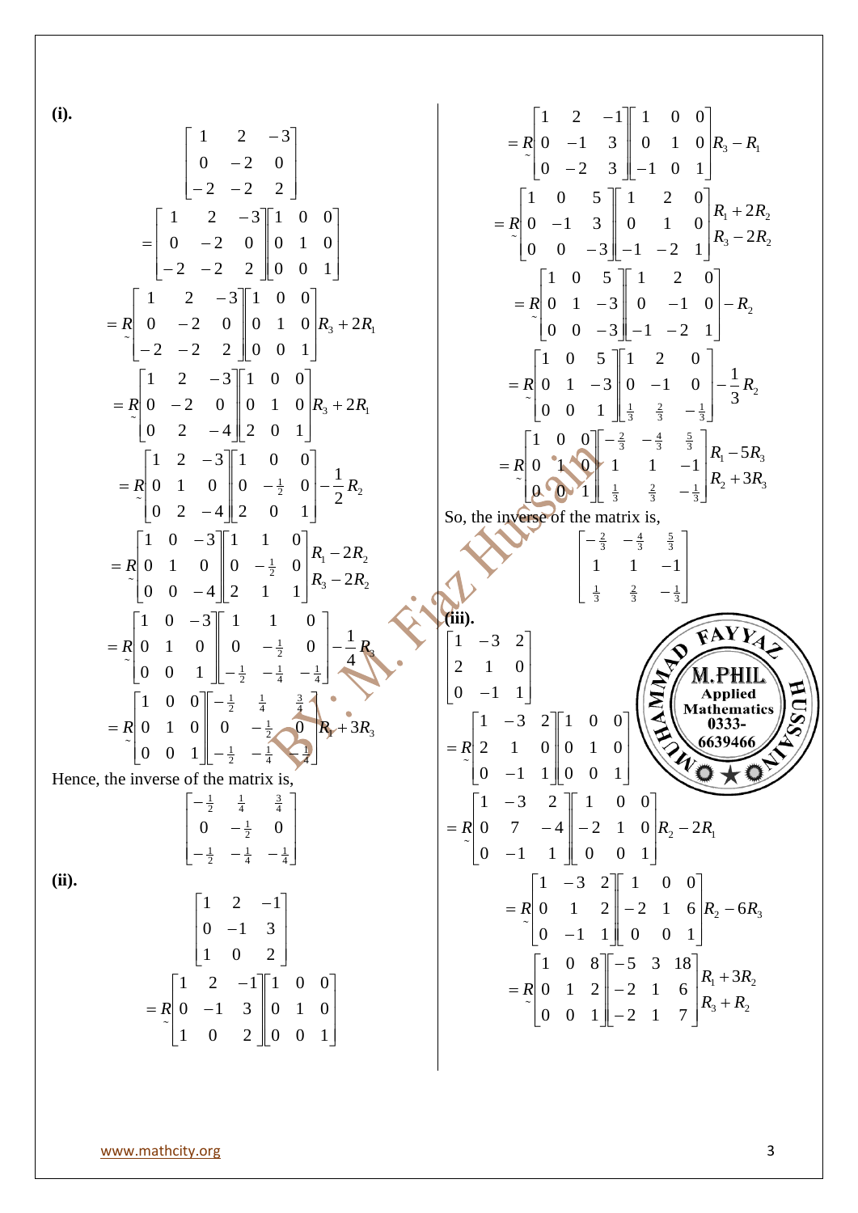**(i).**

$$\begin{bmatrix} 1 & 2 & -3 \\ 0 & -2 & 0 \\ -2 & -2 & 2 \end{bmatrix}$$

$$= \begin{bmatrix} 1 & 2 & -3 \\ 0 & -2 & 0 \\ -2 & -2 & 2 \end{bmatrix}\begin{bmatrix} 1 & 0 & 0 \\ 0 & 1 & 0 \\ 0 & 0 & 1 \end{bmatrix}$$

$$\underset{\sim}{=R} \begin{bmatrix} 1 & 2 & -3 \\ 0 & -2 & 0 \\ -2 & -2 & 2 \end{bmatrix}\begin{bmatrix} 1 & 0 & 0 \\ 0 & 1 & 0 \\ 0 & 0 & 1 \end{bmatrix} R_3 + 2R_1$$

$$\underset{\sim}{=R} \begin{bmatrix} 1 & 2 & -3 \\ 0 & -2 & 0 \\ 0 & 2 & -4 \end{bmatrix}\begin{bmatrix} 1 & 0 & 0 \\ 0 & 1 & 0 \\ 2 & 0 & 1 \end{bmatrix} R_3 + 2R_1$$

$$\underset{\sim}{=R} \begin{bmatrix} 1 & 2 & -3 \\ 0 & 1 & 0 \\ 0 & 2 & -4 \end{bmatrix}\begin{bmatrix} 1 & 0 & 0 \\ 0 & -\frac{1}{2} & 0 \\ 2 & 0 & 1 \end{bmatrix} -\frac{1}{2}R_2$$

$$\underset{\sim}{=R} \begin{bmatrix} 1 & 0 & -3 \\ 0 & 1 & 0 \\ 0 & 0 & -4 \end{bmatrix}\begin{bmatrix} 1 & 1 & 0 \\ 0 & -\frac{1}{2} & 0 \\ 2 & 1 & 1 \end{bmatrix} \begin{matrix} R_1 - 2R_2 \\ R_3 - 2R_2 \end{matrix}$$

$$\underset{\sim}{=R} \begin{bmatrix} 1 & 0 & -3 \\ 0 & 1 & 0 \\ 0 & 0 & 1 \end{bmatrix}\begin{bmatrix} 1 & 1 & 0 \\ 0 & -\frac{1}{2} & 0 \\ -\frac{1}{2} & -\frac{1}{4} & -\frac{1}{4} \end{bmatrix} -\frac{1}{4}R_3$$

$$\underset{\sim}{=R} \begin{bmatrix} 1 & 0 & 0 \\ 0 & 1 & 0 \\ 0 & 0 & 1 \end{bmatrix}\begin{bmatrix} -\frac{1}{2} & \frac{1}{4} & \frac{3}{4} \\ 0 & -\frac{1}{2} & 0 \\ -\frac{1}{2} & -\frac{1}{4} & -\frac{1}{4} \end{bmatrix} R_1 + 3R_3$$

Hence, the inverse of the matrix is,

$$\begin{bmatrix} -\frac{1}{2} & \frac{1}{4} & \frac{3}{4} \\ 0 & -\frac{1}{2} & 0 \\ -\frac{1}{2} & -\frac{1}{4} & -\frac{1}{4} \end{bmatrix}$$

**(ii).**

$$\begin{bmatrix} 1 & 2 & -1 \\ 0 & -1 & 3 \\ 1 & 0 & 2 \end{bmatrix}$$

$$\underset{\sim}{=R} \begin{bmatrix} 1 & 2 & -1 \\ 0 & -1 & 3 \\ 1 & 0 & 2 \end{bmatrix}\begin{bmatrix} 1 & 0 & 0 \\ 0 & 1 & 0 \\ 0 & 0 & 1 \end{bmatrix}$$

$$\underset{\sim}{=R} \begin{bmatrix} 1 & 2 & -1 \\ 0 & -1 & 3 \\ 0 & -2 & 3 \end{bmatrix}\begin{bmatrix} 1 & 0 & 0 \\ 0 & 1 & 0 \\ -1 & 0 & 1 \end{bmatrix} R_3 - R_1$$

$$\underset{\sim}{=R} \begin{bmatrix} 1 & 0 & 5 \\ 0 & -1 & 3 \\ 0 & 0 & -3 \end{bmatrix}\begin{bmatrix} 1 & 2 & 0 \\ 0 & 1 & 0 \\ -1 & -2 & 1 \end{bmatrix} \begin{matrix} R_1 + 2R_2 \\ R_3 - 2R_2 \end{matrix}$$

$$\underset{\sim}{=R} \begin{bmatrix} 1 & 0 & 5 \\ 0 & 1 & -3 \\ 0 & 0 & -3 \end{bmatrix}\begin{bmatrix} 1 & 2 & 0 \\ 0 & -1 & 0 \\ -1 & -2 & 1 \end{bmatrix} -R_2$$

$$\underset{\sim}{=R} \begin{bmatrix} 1 & 0 & 5 \\ 0 & 1 & -3 \\ 0 & 0 & 1 \end{bmatrix}\begin{bmatrix} 1 & 2 & 0 \\ 0 & -1 & 0 \\ \frac{1}{3} & \frac{2}{3} & -\frac{1}{3} \end{bmatrix} -\frac{1}{3}R_2$$

$$\underset{\sim}{=R} \begin{bmatrix} 1 & 0 & 0 \\ 0 & 1 & 0 \\ 0 & 0 & 1 \end{bmatrix}\begin{bmatrix} -\frac{2}{3} & -\frac{4}{3} & \frac{5}{3} \\ 1 & 1 & -1 \\ \frac{1}{3} & \frac{2}{3} & -\frac{1}{3} \end{bmatrix} \begin{matrix} R_1 - 5R_3 \\ R_2 + 3R_3 \end{matrix}$$

So, the inverse of the matrix is,

$$\begin{bmatrix} -\frac{2}{3} & -\frac{4}{3} & \frac{5}{3} \\ 1 & 1 & -1 \\ \frac{1}{3} & \frac{2}{3} & -\frac{1}{3} \end{bmatrix}$$

**(iii).**

$$\begin{bmatrix} 1 & -3 & 2 \\ 2 & 1 & 0 \\ 0 & -1 & 1 \end{bmatrix}$$

$$\underset{\sim}{=R} \begin{bmatrix} 1 & -3 & 2 \\ 2 & 1 & 0 \\ 0 & -1 & 1 \end{bmatrix}\begin{bmatrix} 1 & 0 & 0 \\ 0 & 1 & 0 \\ 0 & 0 & 1 \end{bmatrix}$$

$$\underset{\sim}{=R} \begin{bmatrix} 1 & -3 & 2 \\ 0 & 7 & -4 \\ 0 & -1 & 1 \end{bmatrix}\begin{bmatrix} 1 & 0 & 0 \\ -2 & 1 & 0 \\ 0 & 0 & 1 \end{bmatrix} R_2 - 2R_1$$

$$\underset{\sim}{=R} \begin{bmatrix} 1 & -3 & 2 \\ 0 & 1 & 2 \\ 0 & -1 & 1 \end{bmatrix}\begin{bmatrix} 1 & 0 & 0 \\ -2 & 1 & 6 \\ 0 & 0 & 1 \end{bmatrix} R_2 - 6R_3$$

$$\underset{\sim}{=R} \begin{bmatrix} 1 & 0 & 8 \\ 0 & 1 & 2 \\ 0 & 0 & 1 \end{bmatrix}\begin{bmatrix} -5 & 3 & 18 \\ -2 & 1 & 6 \\ -2 & 1 & 7 \end{bmatrix} \begin{matrix} R_1 + 3R_2 \\ R_3 + R_2 \end{matrix}$$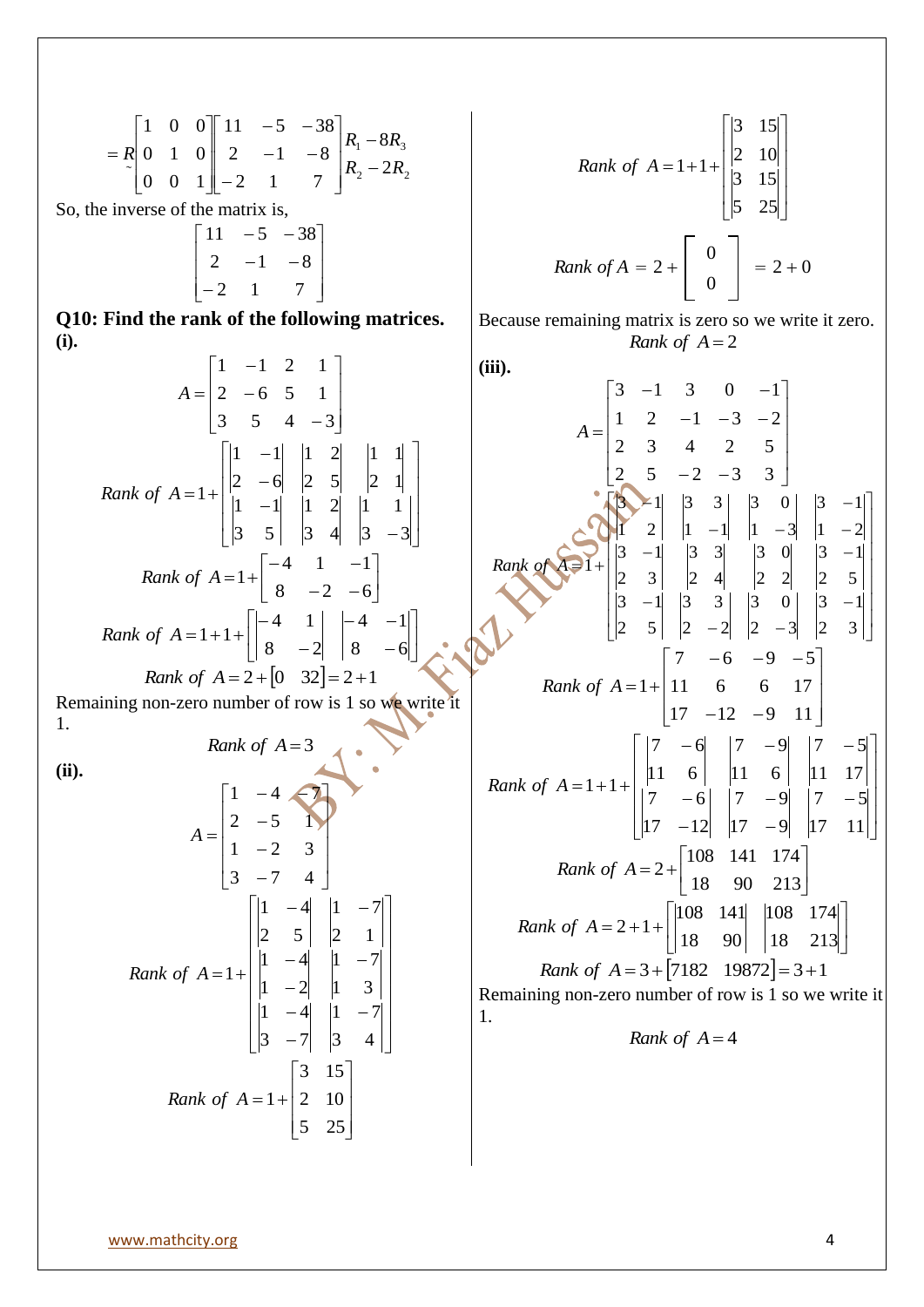$$= \underset{\sim}{R}\begin{bmatrix} 1 & 0 & 0 \\ 0 & 1 & 0 \\ 0 & 0 & 1 \end{bmatrix}\begin{bmatrix} 11 & -5 & -38 \\ 2 & -1 & -8 \\ -2 & 1 & 7 \end{bmatrix} \begin{matrix} R_1 - 8R_3 \\ R_2 - 2R_2 \end{matrix}$$

So, the inverse of the matrix is,

$$\begin{bmatrix} 11 & -5 & -38 \\ 2 & -1 & -8 \\ -2 & 1 & 7 \end{bmatrix}$$

**Q10: Find the rank of the following matrices.**

**(i).**

$$A = \begin{bmatrix} 1 & -1 & 2 & 1 \\ 2 & -6 & 5 & 1 \\ 3 & 5 & 4 & -3 \end{bmatrix}$$

$$Rank\ of\ A = 1 + \begin{bmatrix} \begin{vmatrix} 1 & -1 \\ 2 & -6 \end{vmatrix} & \begin{vmatrix} 1 & 2 \\ 2 & 5 \end{vmatrix} & \begin{vmatrix} 1 & 1 \\ 2 & 1 \end{vmatrix} \\ \begin{vmatrix} 1 & -1 \\ 3 & 5 \end{vmatrix} & \begin{vmatrix} 1 & 2 \\ 3 & 4 \end{vmatrix} & \begin{vmatrix} 1 & 1 \\ 3 & -3 \end{vmatrix} \end{bmatrix}$$

$$Rank\ of\ A = 1 + \begin{bmatrix} -4 & 1 & -1 \\ 8 & -2 & -6 \end{bmatrix}$$

$$Rank\ of\ A = 1 + 1 + \begin{bmatrix} \begin{vmatrix} -4 & 1 \\ 8 & -2 \end{vmatrix} & \begin{vmatrix} -4 & -1 \\ 8 & -6 \end{vmatrix} \end{bmatrix}$$

$$Rank\ of\ A = 2 + [0 \quad 32] = 2 + 1$$

Remaining non-zero number of row is 1 so we write it 1.

$$Rank\ of\ A = 3$$

**(ii).**

$$A = \begin{bmatrix} 1 & -4 & -7 \\ 2 & -5 & 1 \\ 1 & -2 & 3 \\ 3 & -7 & 4 \end{bmatrix}$$

$$Rank\ of\ A = 1 + \begin{bmatrix} \begin{vmatrix} 1 & -4 \\ 2 & 5 \end{vmatrix} & \begin{vmatrix} 1 & -7 \\ 2 & 1 \end{vmatrix} \\ \begin{vmatrix} 1 & -4 \\ 1 & -2 \end{vmatrix} & \begin{vmatrix} 1 & -7 \\ 1 & 3 \end{vmatrix} \\ \begin{vmatrix} 1 & -4 \\ 3 & -7 \end{vmatrix} & \begin{vmatrix} 1 & -7 \\ 3 & 4 \end{vmatrix} \end{bmatrix}$$

$$Rank\ of\ A = 1 + \begin{bmatrix} 3 & 15 \\ 2 & 10 \\ 5 & 25 \end{bmatrix}$$

$$Rank\ of\ A = 1 + 1 + \begin{bmatrix} \begin{vmatrix} 3 & 15 \\ 2 & 10 \end{vmatrix} \\ \begin{vmatrix} 3 & 15 \\ 5 & 25 \end{vmatrix} \end{bmatrix}$$

$$Rank\ of\ A = 2 + \begin{bmatrix} 0 \\ 0 \end{bmatrix} = 2 + 0$$

Because remaining matrix is zero so we write it zero.

$$Rank\ of\ A = 2$$

**(iii).**

$$A = \begin{bmatrix} 3 & -1 & 3 & 0 & -1 \\ 1 & 2 & -1 & -3 & -2 \\ 2 & 3 & 4 & 2 & 5 \\ 2 & 5 & -2 & -3 & 3 \end{bmatrix}$$

$$Rank\ of\ A = 1 + \begin{bmatrix} \begin{vmatrix} 3 & -1 \\ 1 & 2 \end{vmatrix} & \begin{vmatrix} 3 & 3 \\ 1 & -1 \end{vmatrix} & \begin{vmatrix} 3 & 0 \\ 1 & -3 \end{vmatrix} & \begin{vmatrix} 3 & -1 \\ 1 & -2 \end{vmatrix} \\ \begin{vmatrix} 3 & -1 \\ 2 & 3 \end{vmatrix} & \begin{vmatrix} 3 & 3 \\ 2 & 4 \end{vmatrix} & \begin{vmatrix} 3 & 0 \\ 2 & 2 \end{vmatrix} & \begin{vmatrix} 3 & -1 \\ 2 & 5 \end{vmatrix} \\ \begin{vmatrix} 3 & -1 \\ 2 & 5 \end{vmatrix} & \begin{vmatrix} 3 & 3 \\ 2 & -2 \end{vmatrix} & \begin{vmatrix} 3 & 0 \\ 2 & -3 \end{vmatrix} & \begin{vmatrix} 3 & -1 \\ 2 & 3 \end{vmatrix} \end{bmatrix}$$

$$Rank\ of\ A = 1 + \begin{bmatrix} 7 & -6 & -9 & -5 \\ 11 & 6 & 6 & 17 \\ 17 & -12 & -9 & 11 \end{bmatrix}$$

$$Rank\ of\ A = 1 + 1 + \begin{bmatrix} \begin{vmatrix} 7 & -6 \\ 11 & 6 \end{vmatrix} & \begin{vmatrix} 7 & -9 \\ 11 & 6 \end{vmatrix} & \begin{vmatrix} 7 & -5 \\ 11 & 17 \end{vmatrix} \\ \begin{vmatrix} 7 & -6 \\ 17 & -12 \end{vmatrix} & \begin{vmatrix} 7 & -9 \\ 17 & -9 \end{vmatrix} & \begin{vmatrix} 7 & -5 \\ 17 & 11 \end{vmatrix} \end{bmatrix}$$

$$Rank\ of\ A = 2 + \begin{bmatrix} 108 & 141 & 174 \\ 18 & 90 & 213 \end{bmatrix}$$

$$Rank\ of\ A = 2 + 1 + \begin{bmatrix} \begin{vmatrix} 108 & 141 \\ 18 & 90 \end{vmatrix} & \begin{vmatrix} 108 & 174 \\ 18 & 213 \end{vmatrix} \end{bmatrix}$$

$$Rank\ of\ A = 3 + [7182 \quad 19872] = 3 + 1$$

Remaining non-zero number of row is 1 so we write it 1.

$$Rank\ of\ A = 4$$